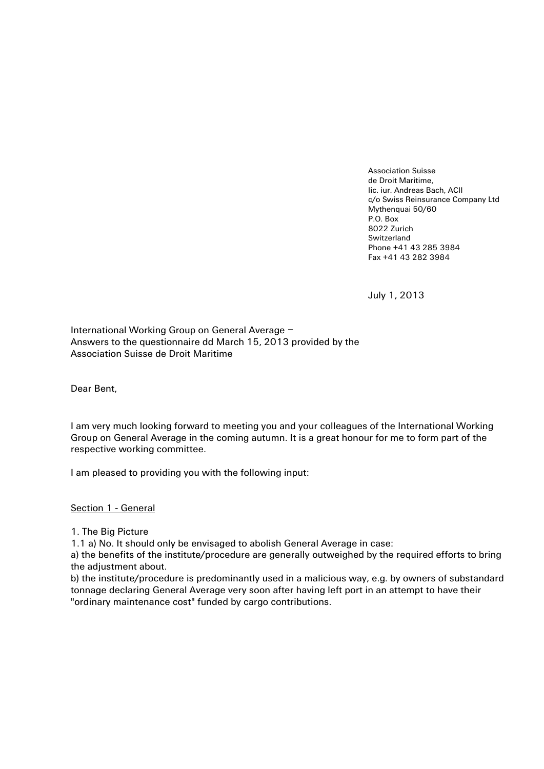Association Suisse  
de Droit Maritime,  
lic. iur. Andreas Bach, ACII  
c/o Swiss Reinsurance Company Ltd  
Mythenquai 50/60  
P.O. Box  
8022 Zurich  
Switzerland  
Phone +41 43 285 3984  
Fax +41 43 282 3984

July 1, 2013

International Working Group on General Average –  
Answers to the questionnaire dd March 15, 2013 provided by the  
Association Suisse de Droit Maritime

Dear Bent,

I am very much looking forward to meeting you and your colleagues of the International Working Group on General Average in the coming autumn. It is a great honour for me to form part of the respective working committee.

I am pleased to providing you with the following input:

<u>Section 1 - General</u>

1. The Big Picture

1.1 a) No. It should only be envisaged to abolish General Average in case:

a) the benefits of the institute/procedure are generally outweighed by the required efforts to bring the adjustment about.

b) the institute/procedure is predominantly used in a malicious way, e.g. by owners of substandard tonnage declaring General Average very soon after having left port in an attempt to have their "ordinary maintenance cost" funded by cargo contributions.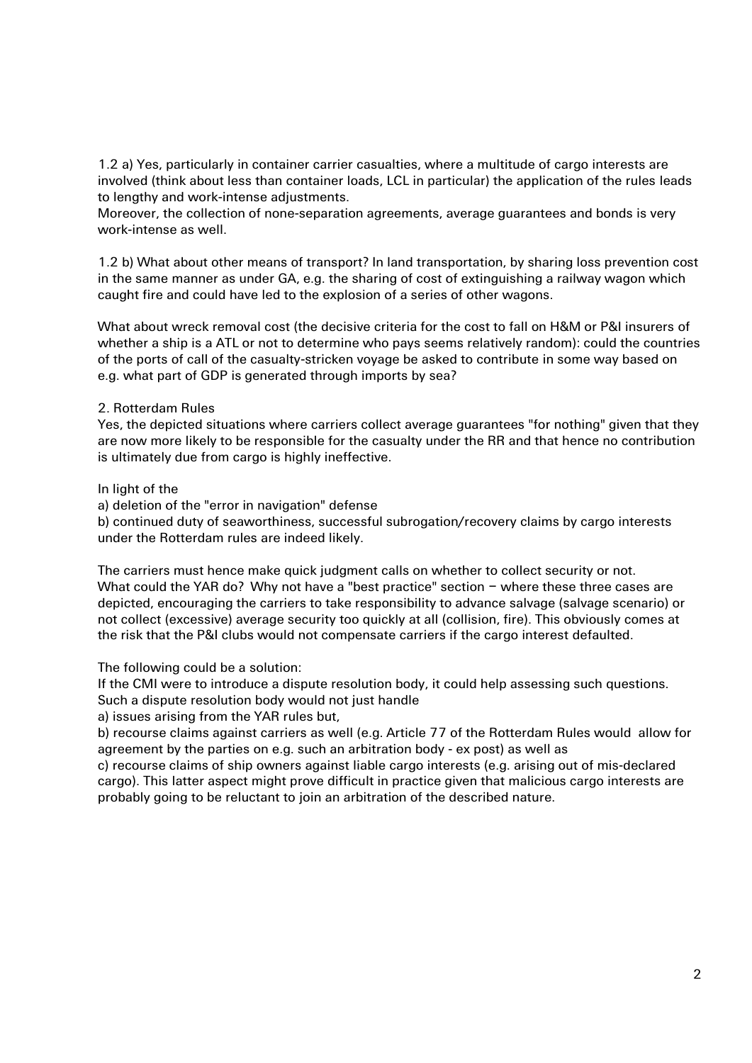1.2 a) Yes, particularly in container carrier casualties, where a multitude of cargo interests are involved (think about less than container loads, LCL in particular) the application of the rules leads to lengthy and work-intense adjustments.
Moreover, the collection of none-separation agreements, average guarantees and bonds is very work-intense as well.

1.2 b) What about other means of transport? In land transportation, by sharing loss prevention cost in the same manner as under GA, e.g. the sharing of cost of extinguishing a railway wagon which caught fire and could have led to the explosion of a series of other wagons.

What about wreck removal cost (the decisive criteria for the cost to fall on H&M or P&I insurers of whether a ship is a ATL or not to determine who pays seems relatively random): could the countries of the ports of call of the casualty-stricken voyage be asked to contribute in some way based on e.g. what part of GDP is generated through imports by sea?

2. Rotterdam Rules
Yes, the depicted situations where carriers collect average guarantees "for nothing" given that they are now more likely to be responsible for the casualty under the RR and that hence no contribution is ultimately due from cargo is highly ineffective.

In light of the
a) deletion of the "error in navigation" defense
b) continued duty of seaworthiness, successful subrogation/recovery claims by cargo interests under the Rotterdam rules are indeed likely.

The carriers must hence make quick judgment calls on whether to collect security or not.
What could the YAR do? Why not have a "best practice" section – where these three cases are depicted, encouraging the carriers to take responsibility to advance salvage (salvage scenario) or not collect (excessive) average security too quickly at all (collision, fire). This obviously comes at the risk that the P&I clubs would not compensate carriers if the cargo interest defaulted.

The following could be a solution:
If the CMI were to introduce a dispute resolution body, it could help assessing such questions.
Such a dispute resolution body would not just handle
a) issues arising from the YAR rules but,
b) recourse claims against carriers as well (e.g. Article 77 of the Rotterdam Rules would allow for agreement by the parties on e.g. such an arbitration body - ex post) as well as
c) recourse claims of ship owners against liable cargo interests (e.g. arising out of mis-declared cargo). This latter aspect might prove difficult in practice given that malicious cargo interests are probably going to be reluctant to join an arbitration of the described nature.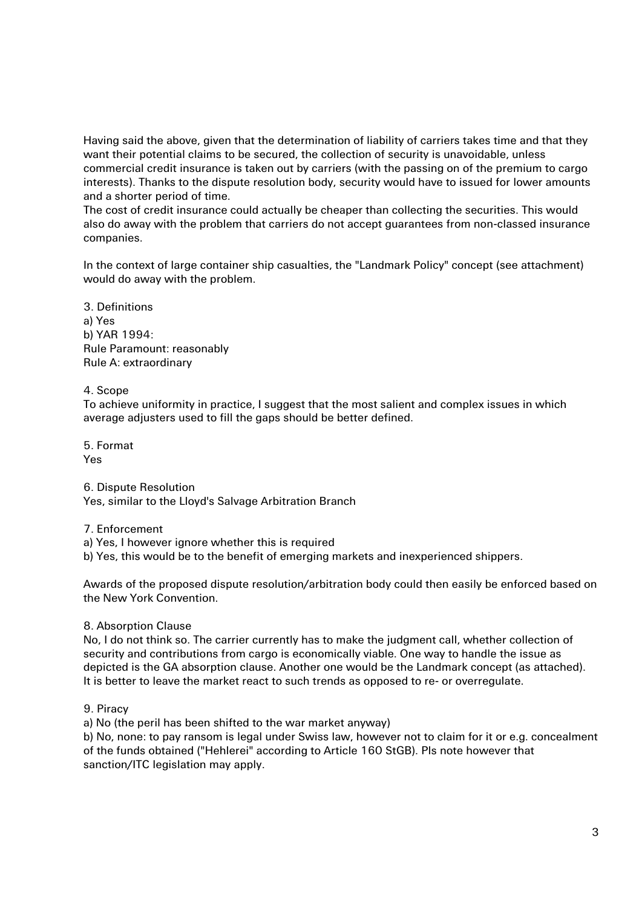Having said the above, given that the determination of liability of carriers takes time and that they want their potential claims to be secured, the collection of security is unavoidable, unless commercial credit insurance is taken out by carriers (with the passing on of the premium to cargo interests). Thanks to the dispute resolution body, security would have to issued for lower amounts and a shorter period of time.
The cost of credit insurance could actually be cheaper than collecting the securities. This would also do away with the problem that carriers do not accept guarantees from non-classed insurance companies.

In the context of large container ship casualties, the "Landmark Policy" concept (see attachment) would do away with the problem.

3. Definitions
a) Yes
b) YAR 1994:
Rule Paramount: reasonably
Rule A: extraordinary

4. Scope
To achieve uniformity in practice, I suggest that the most salient and complex issues in which average adjusters used to fill the gaps should be better defined.

5. Format
Yes

6. Dispute Resolution
Yes, similar to the Lloyd's Salvage Arbitration Branch

7. Enforcement
a) Yes, I however ignore whether this is required
b) Yes, this would be to the benefit of emerging markets and inexperienced shippers.

Awards of the proposed dispute resolution/arbitration body could then easily be enforced based on the New York Convention.

8. Absorption Clause
No, I do not think so. The carrier currently has to make the judgment call, whether collection of security and contributions from cargo is economically viable. One way to handle the issue as depicted is the GA absorption clause. Another one would be the Landmark concept (as attached). It is better to leave the market react to such trends as opposed to re- or overregulate.

9. Piracy
a) No (the peril has been shifted to the war market anyway)
b) No, none: to pay ransom is legal under Swiss law, however not to claim for it or e.g. concealment of the funds obtained ("Hehlerei" according to Article 160 StGB). Pls note however that sanction/ITC legislation may apply.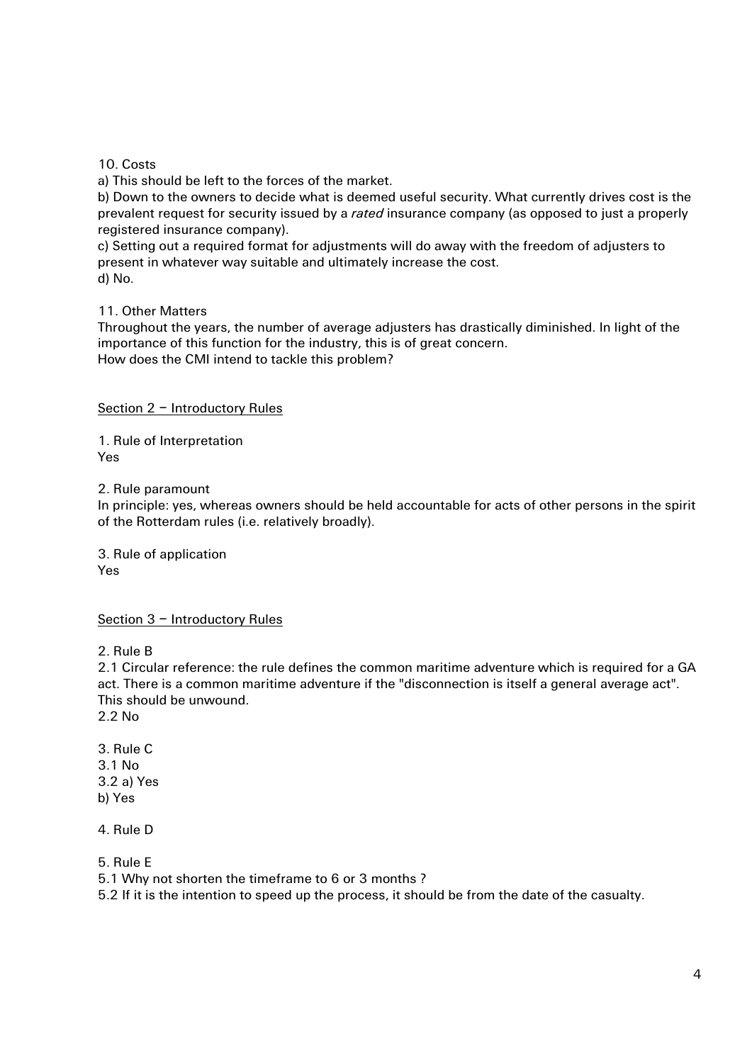10. Costs

a) This should be left to the forces of the market.

b) Down to the owners to decide what is deemed useful security. What currently drives cost is the prevalent request for security issued by a *rated* insurance company (as opposed to just a properly registered insurance company).

c) Setting out a required format for adjustments will do away with the freedom of adjusters to present in whatever way suitable and ultimately increase the cost.

d) No.

11. Other Matters

Throughout the years, the number of average adjusters has drastically diminished. In light of the importance of this function for the industry, this is of great concern.
How does the CMI intend to tackle this problem?

<u>Section 2 – Introductory Rules</u>

1. Rule of Interpretation
Yes

2. Rule paramount
In principle: yes, whereas owners should be held accountable for acts of other persons in the spirit of the Rotterdam rules (i.e. relatively broadly).

3. Rule of application
Yes

<u>Section 3 – Introductory Rules</u>

2. Rule B
2.1 Circular reference: the rule defines the common maritime adventure which is required for a GA act. There is a common maritime adventure if the "disconnection is itself a general average act". This should be unwound.
2.2 No

3. Rule C
3.1 No
3.2 a) Yes
b) Yes

4. Rule D

5. Rule E
5.1 Why not shorten the timeframe to 6 or 3 months ?
5.2 If it is the intention to speed up the process, it should be from the date of the casualty.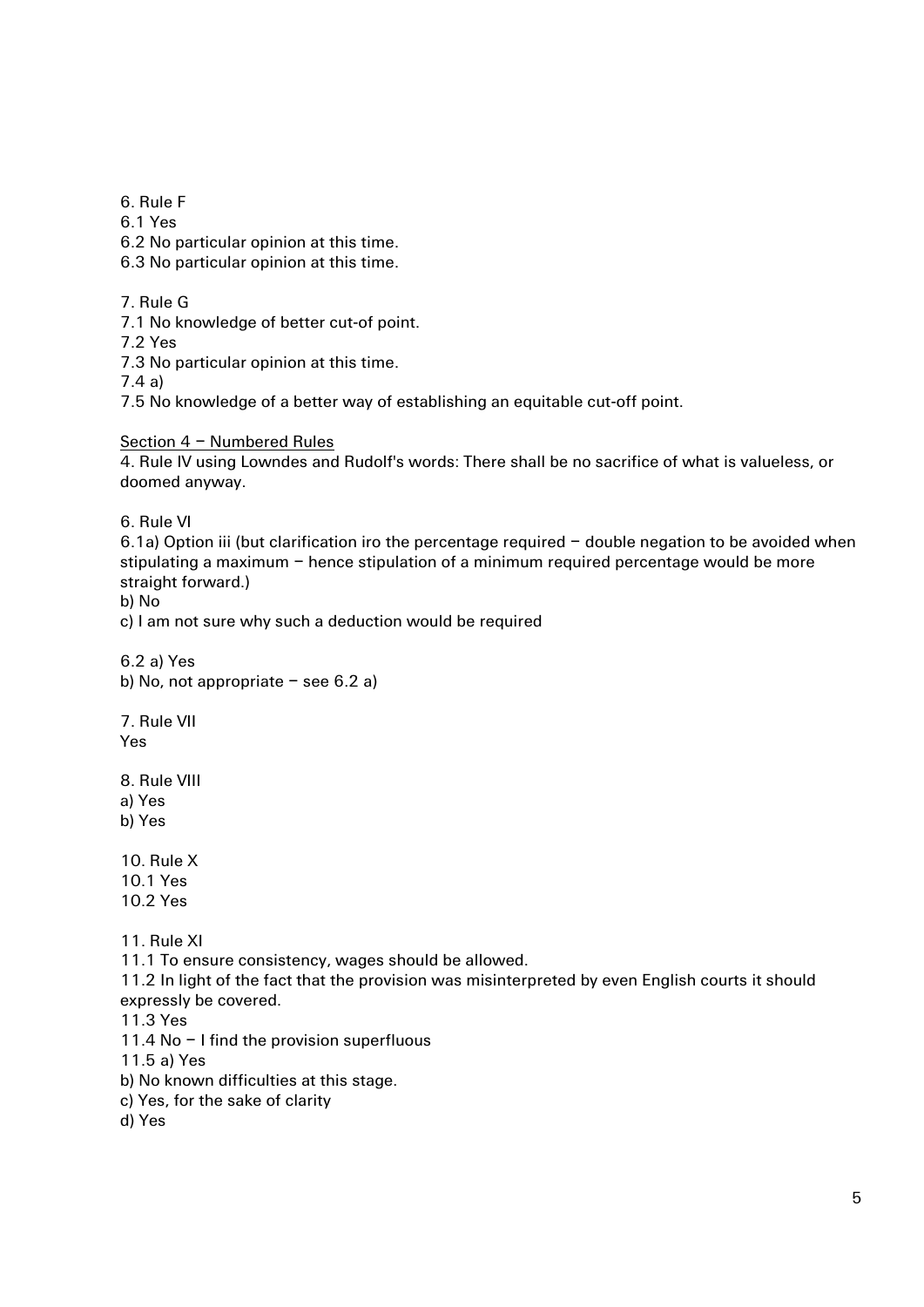6. Rule F
6.1 Yes
6.2 No particular opinion at this time.
6.3 No particular opinion at this time.

7. Rule G
7.1 No knowledge of better cut-of point.
7.2 Yes
7.3 No particular opinion at this time.
7.4 a)
7.5 No knowledge of a better way of establishing an equitable cut-off point.

<u>Section 4 – Numbered Rules</u>
4. Rule IV using Lowndes and Rudolf's words: There shall be no sacrifice of what is valueless, or doomed anyway.

6. Rule VI
6.1a) Option iii (but clarification iro the percentage required – double negation to be avoided when stipulating a maximum – hence stipulation of a minimum required percentage would be more straight forward.)
b) No
c) I am not sure why such a deduction would be required

6.2 a) Yes
b) No, not appropriate – see 6.2 a)

7. Rule VII
Yes

8. Rule VIII
a) Yes
b) Yes

10. Rule X
10.1 Yes
10.2 Yes

11. Rule XI
11.1 To ensure consistency, wages should be allowed.
11.2 In light of the fact that the provision was misinterpreted by even English courts it should expressly be covered.
11.3 Yes
11.4 No – I find the provision superfluous
11.5 a) Yes
b) No known difficulties at this stage.
c) Yes, for the sake of clarity
d) Yes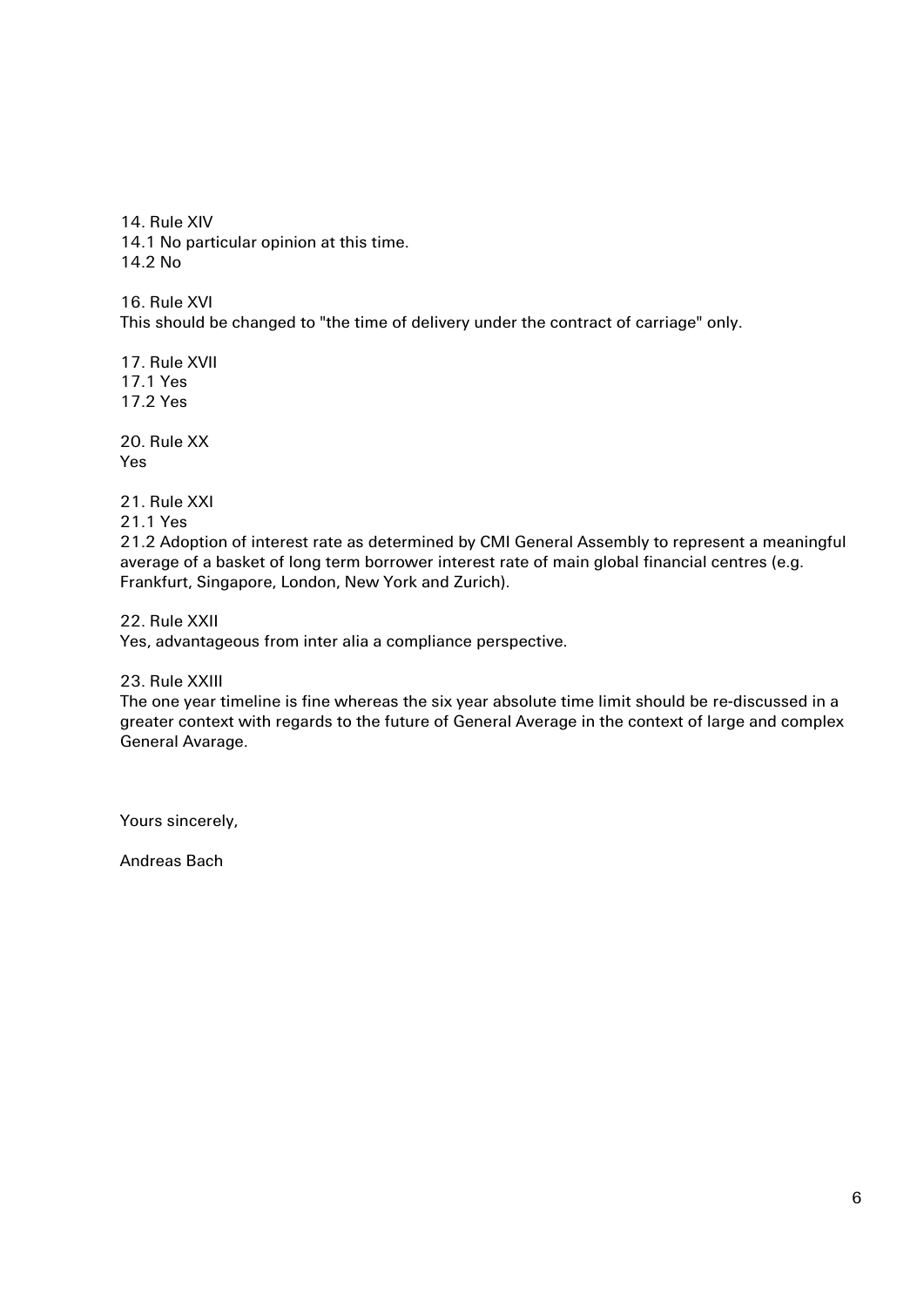14. Rule XIV
14.1 No particular opinion at this time.
14.2 No

16. Rule XVI
This should be changed to "the time of delivery under the contract of carriage" only.

17. Rule XVII
17.1 Yes
17.2 Yes

20. Rule XX
Yes

21. Rule XXI
21.1 Yes
21.2 Adoption of interest rate as determined by CMI General Assembly to represent a meaningful average of a basket of long term borrower interest rate of main global financial centres (e.g. Frankfurt, Singapore, London, New York and Zurich).

22. Rule XXII
Yes, advantageous from inter alia a compliance perspective.

23. Rule XXIII
The one year timeline is fine whereas the six year absolute time limit should be re-discussed in a greater context with regards to the future of General Average in the context of large and complex General Avarage.

Yours sincerely,

Andreas Bach